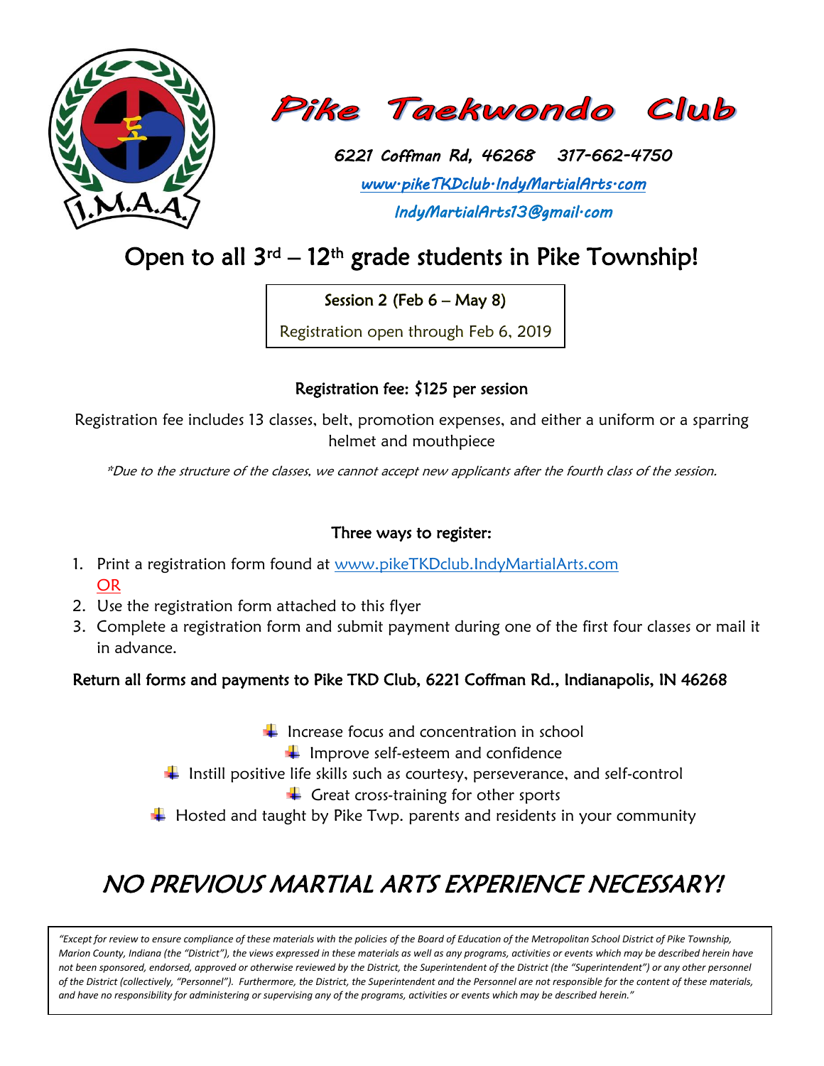# Pike Taekwondo Club

*6221 Coffman Rd, 46268    317-662-4750*

*www.pikeTKDclub.IndyMartialArts.com*

*IndyMartialArts13@gmail.com*

## Open to all 3rd – 12th grade students in Pike Township!

Session 2 (Feb 6 – May 8)

Registration open through Feb 6, 2019

### Registration fee: $125 per session

Registration fee includes 13 classes, belt, promotion expenses, and either a uniform or a sparring helmet and mouthpiece

*\*Due to the structure of the classes, we cannot accept new applicants after the fourth class of the session.*

### Three ways to register:

1. Print a registration form found at www.pikeTKDclub.IndyMartialArts.com
   OR
2. Use the registration form attached to this flyer
3. Complete a registration form and submit payment during one of the first four classes or mail it in advance.

**Return all forms and payments to Pike TKD Club, 6221 Coffman Rd., Indianapolis, IN 46268**

- Increase focus and concentration in school
- Improve self-esteem and confidence
- Instill positive life skills such as courtesy, perseverance, and self-control
- Great cross-training for other sports
- Hosted and taught by Pike Twp. parents and residents in your community

## *NO PREVIOUS MARTIAL ARTS EXPERIENCE NECESSARY!*

*"Except for review to ensure compliance of these materials with the policies of the Board of Education of the Metropolitan School District of Pike Township, Marion County, Indiana (the "District"), the views expressed in these materials as well as any programs, activities or events which may be described herein have not been sponsored, endorsed, approved or otherwise reviewed by the District, the Superintendent of the District (the "Superintendent") or any other personnel of the District (collectively, "Personnel"). Furthermore, the District, the Superintendent and the Personnel are not responsible for the content of these materials, and have no responsibility for administering or supervising any of the programs, activities or events which may be described herein."*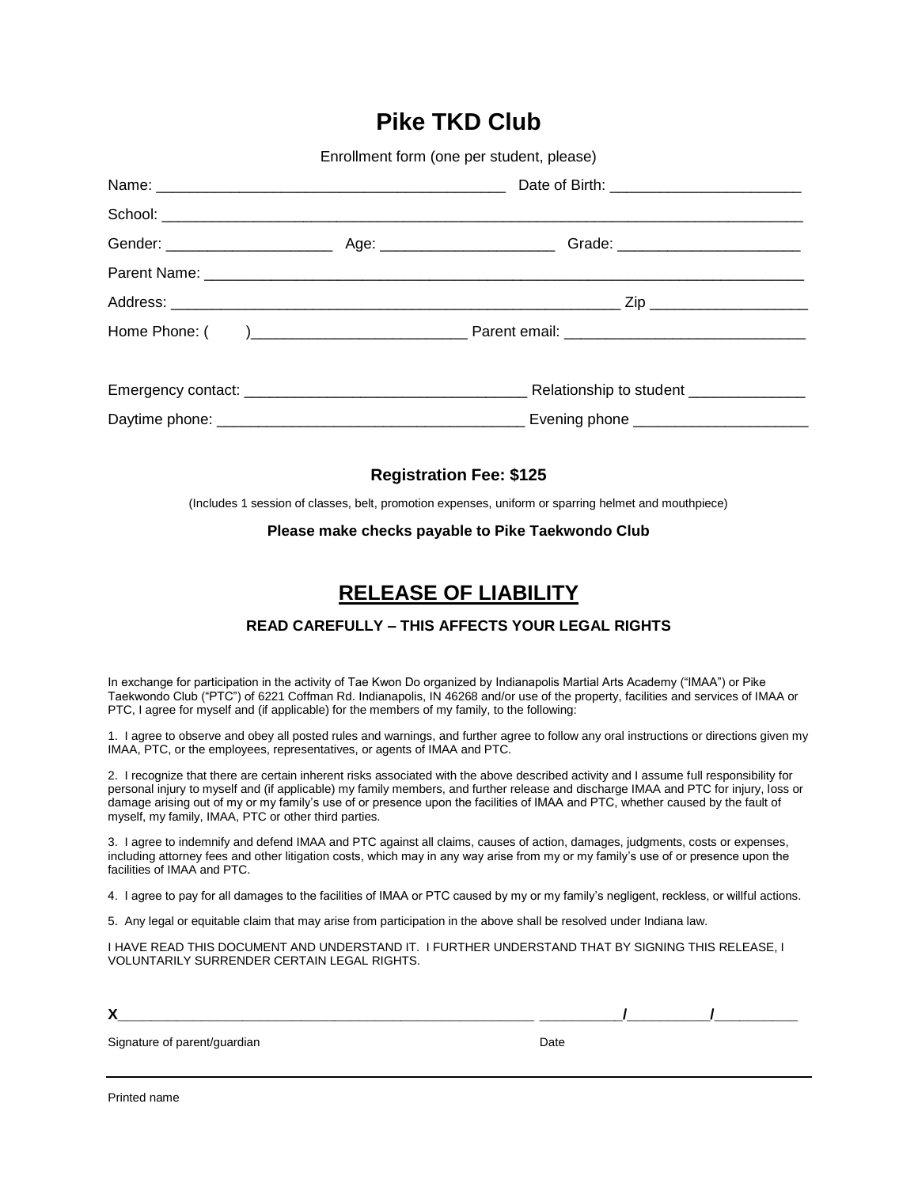# Pike TKD Club

Enrollment form (one per student, please)

Name: ________________________________________ Date of Birth: ______________________

School: ______________________________________________________________________________

Gender: ___________________ Age: ____________________ Grade: _____________________

Parent Name: _________________________________________________________________________

Address: ______________________________________________________ Zip __________________

Home Phone: (      )_________________________ Parent email: ____________________________

Emergency contact: ________________________________ Relationship to student _____________

Daytime phone: ___________________________________ Evening phone ____________________

**Registration Fee: $125**

(Includes 1 session of classes, belt, promotion expenses, uniform or sparring helmet and mouthpiece)

**Please make checks payable to Pike Taekwondo Club**

## RELEASE OF LIABILITY

**READ CAREFULLY – THIS AFFECTS YOUR LEGAL RIGHTS**

In exchange for participation in the activity of Tae Kwon Do organized by Indianapolis Martial Arts Academy ("IMAA") or Pike Taekwondo Club ("PTC") of 6221 Coffman Rd. Indianapolis, IN 46268 and/or use of the property, facilities and services of IMAA or PTC, I agree for myself and (if applicable) for the members of my family, to the following:

1. I agree to observe and obey all posted rules and warnings, and further agree to follow any oral instructions or directions given my IMAA, PTC, or the employees, representatives, or agents of IMAA and PTC.

2. I recognize that there are certain inherent risks associated with the above described activity and I assume full responsibility for personal injury to myself and (if applicable) my family members, and further release and discharge IMAA and PTC for injury, loss or damage arising out of my or my family's use of or presence upon the facilities of IMAA and PTC, whether caused by the fault of myself, my family, IMAA, PTC or other third parties.

3. I agree to indemnify and defend IMAA and PTC against all claims, causes of action, damages, judgments, costs or expenses, including attorney fees and other litigation costs, which may in any way arise from my or my family's use of or presence upon the facilities of IMAA and PTC.

4. I agree to pay for all damages to the facilities of IMAA or PTC caused by my or my family's negligent, reckless, or willful actions.

5. Any legal or equitable claim that may arise from participation in the above shall be resolved under Indiana law.

I HAVE READ THIS DOCUMENT AND UNDERSTAND IT. I FURTHER UNDERSTAND THAT BY SIGNING THIS RELEASE, I VOLUNTARILY SURRENDER CERTAIN LEGAL RIGHTS.

X______________________________________________________ __________/__________/__________

Signature of parent/guardian                                                                 Date

______________________________________________________________________________

Printed name